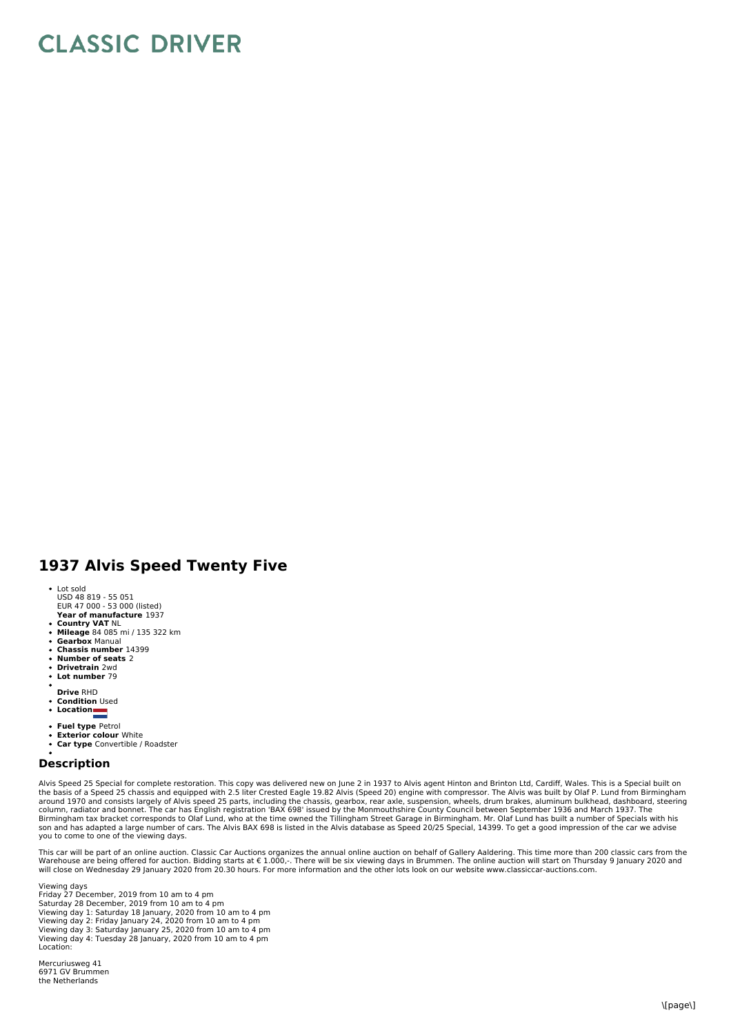# CLASSIC DRIVER

## 1937 Alvis Speed Twenty Five

- Lot sold
  USD 48 819 - 55 051
  EUR 47 000 - 53 000 (listed)
  **Year of manufacture** 1937
- **Country VAT** NL
- **Mileage** 84 085 mi / 135 322 km
- **Gearbox** Manual
- **Chassis number** 14399
- **Number of seats** 2
- **Drivetrain** 2wd
- **Lot number** 79
- **Drive** RHD
- **Condition** Used
- **Location**
- **Fuel type** Petrol
- **Exterior colour** White
- **Car type** Convertible / Roadster

### Description

Alvis Speed 25 Special for complete restoration. This copy was delivered new on June 2 in 1937 to Alvis agent Hinton and Brinton Ltd, Cardiff, Wales. This is a Special built on the basis of a Speed 25 chassis and equipped with 2.5 liter Crested Eagle 19.82 Alvis (Speed 20) engine with compressor. The Alvis was built by Olaf P. Lund from Birmingham around 1970 and consists largely of Alvis speed 25 parts, including the chassis, gearbox, rear axle, suspension, wheels, drum brakes, aluminum bulkhead, dashboard, steering column, radiator and bonnet. The car has English registration 'BAX 698' issued by the Monmouthshire County Council between September 1936 and March 1937. The Birmingham tax bracket corresponds to Olaf Lund, who at the time owned the Tillingham Street Garage in Birmingham. Mr. Olaf Lund has built a number of Specials with his son and has adapted a large number of cars. The Alvis BAX 698 is listed in the Alvis database as Speed 20/25 Special, 14399. To get a good impression of the car we advise you to come to one of the viewing days.

This car will be part of an online auction. Classic Car Auctions organizes the annual online auction on behalf of Gallery Aaldering. This time more than 200 classic cars from the Warehouse are being offered for auction. Bidding starts at € 1.000,-. There will be six viewing days in Brummen. The online auction will start on Thursday 9 January 2020 and will close on Wednesday 29 January 2020 from 20.30 hours. For more information and the other lots look on our website www.classiccar-auctions.com.

Viewing days
Friday 27 December, 2019 from 10 am to 4 pm
Saturday 28 December, 2019 from 10 am to 4 pm
Viewing day 1: Saturday 18 January, 2020 from 10 am to 4 pm
Viewing day 2: Friday January 24, 2020 from 10 am to 4 pm
Viewing day 3: Saturday January 25, 2020 from 10 am to 4 pm
Viewing day 4: Tuesday 28 January, 2020 from 10 am to 4 pm
Location:

Mercuriusweg 41
6971 GV Brummen
the Netherlands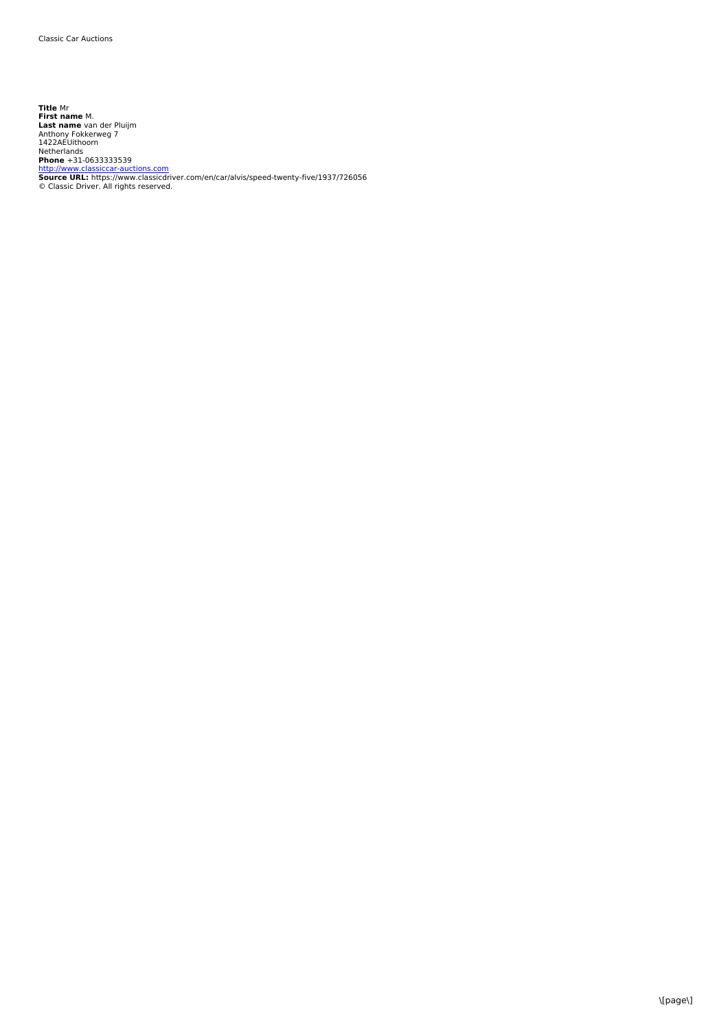**Title** Mr
**First name** M.
**Last name** van der Pluijm
Anthony Fokkerweg 7
1422AEUithoorn
Netherlands
**Phone** +31-0633333539
[http://www.classiccar-auctions.com](http://www.classiccar-auctions.com)
**Source URL:** https://www.classicdriver.com/en/car/alvis/speed-twenty-five/1937/726056
© Classic Driver. All rights reserved.